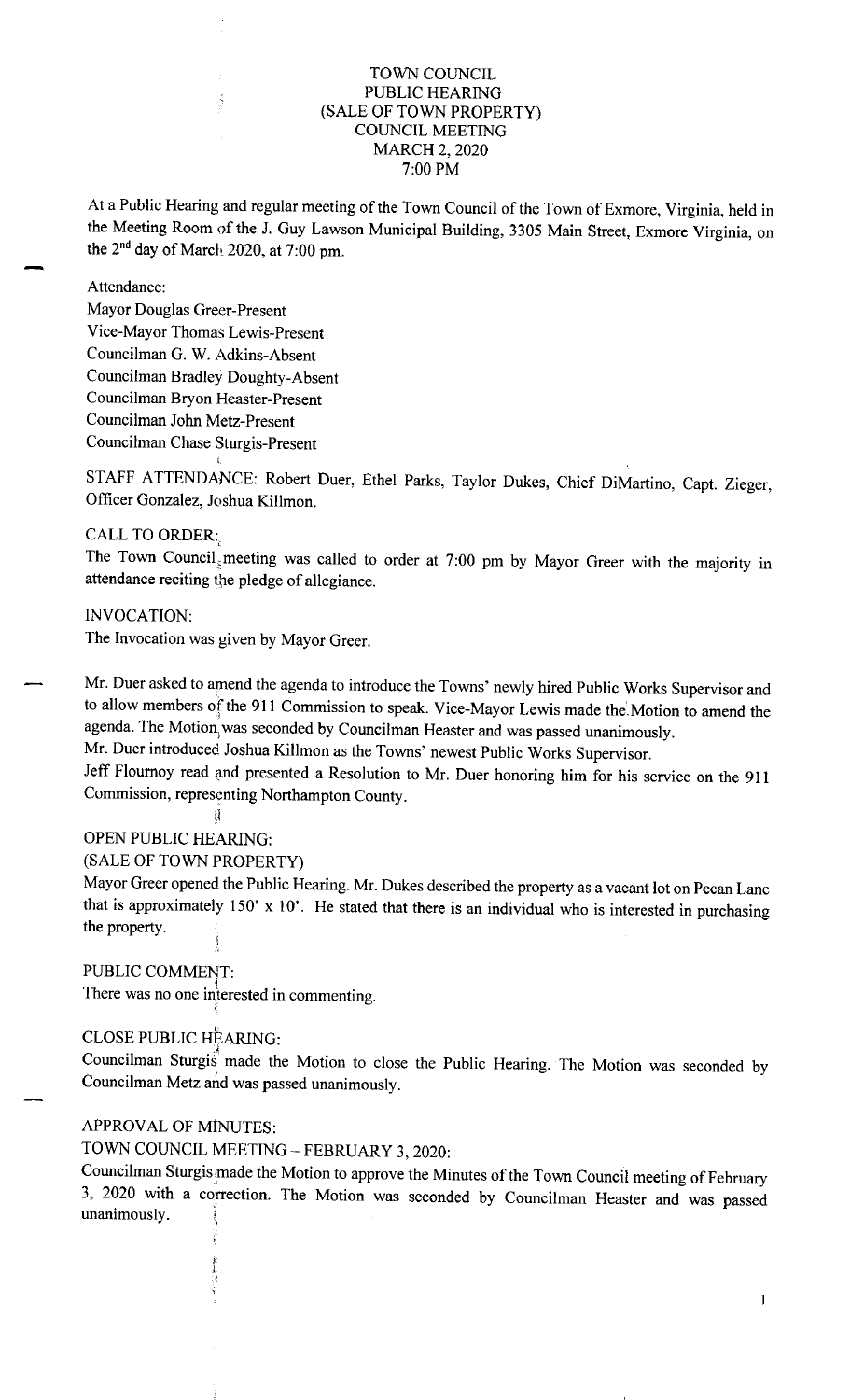TOWN COUNCIL
PUBLIC HEARING
(SALE OF TOWN PROPERTY)
COUNCIL MEETING
MARCH 2, 2020
7:00 PM

At a Public Hearing and regular meeting of the Town Council of the Town of Exmore, Virginia, held in the Meeting Room of the J. Guy Lawson Municipal Building, 3305 Main Street, Exmore Virginia, on the 2nd day of March 2020, at 7:00 pm.

Attendance:
Mayor Douglas Greer-Present
Vice-Mayor Thomas Lewis-Present
Councilman G. W. Adkins-Absent
Councilman Bradley Doughty-Absent
Councilman Bryon Heaster-Present
Councilman John Metz-Present
Councilman Chase Sturgis-Present

STAFF ATTENDANCE: Robert Duer, Ethel Parks, Taylor Dukes, Chief DiMartino, Capt. Zieger, Officer Gonzalez, Joshua Killmon.

CALL TO ORDER:
The Town Council meeting was called to order at 7:00 pm by Mayor Greer with the majority in attendance reciting the pledge of allegiance.

INVOCATION:
The Invocation was given by Mayor Greer.

Mr. Duer asked to amend the agenda to introduce the Towns' newly hired Public Works Supervisor and to allow members of the 911 Commission to speak. Vice-Mayor Lewis made the Motion to amend the agenda. The Motion was seconded by Councilman Heaster and was passed unanimously.
Mr. Duer introduced Joshua Killmon as the Towns' newest Public Works Supervisor.
Jeff Flournoy read and presented a Resolution to Mr. Duer honoring him for his service on the 911 Commission, representing Northampton County.

OPEN PUBLIC HEARING:
(SALE OF TOWN PROPERTY)
Mayor Greer opened the Public Hearing. Mr. Dukes described the property as a vacant lot on Pecan Lane that is approximately 150' x 10'. He stated that there is an individual who is interested in purchasing the property.

PUBLIC COMMENT:
There was no one interested in commenting.

CLOSE PUBLIC HEARING:
Councilman Sturgis made the Motion to close the Public Hearing. The Motion was seconded by Councilman Metz and was passed unanimously.

APPROVAL OF MINUTES:
TOWN COUNCIL MEETING – FEBRUARY 3, 2020:
Councilman Sturgis made the Motion to approve the Minutes of the Town Council meeting of February 3, 2020 with a correction. The Motion was seconded by Councilman Heaster and was passed unanimously.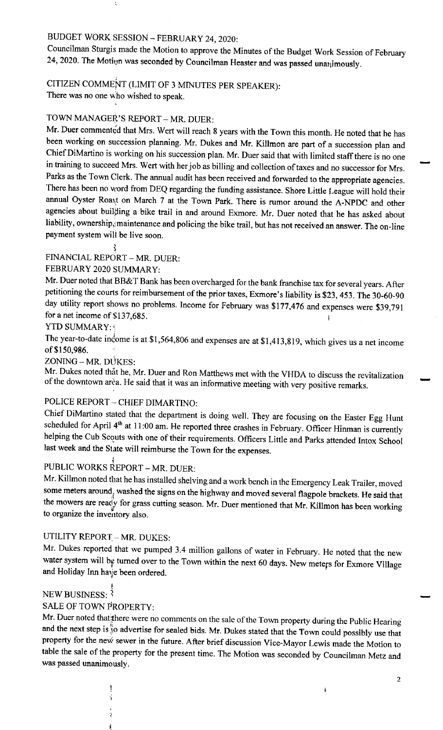BUDGET WORK SESSION – FEBRUARY 24, 2020:

Councilman Sturgis made the Motion to approve the Minutes of the Budget Work Session of February 24, 2020. The Motion was seconded by Councilman Heaster and was passed unanimously.

CITIZEN COMMENT (LIMIT OF 3 MINUTES PER SPEAKER):

There was no one who wished to speak.

TOWN MANAGER'S REPORT – MR. DUER:

Mr. Duer commented that Mrs. Wert will reach 8 years with the Town this month. He noted that he has been working on succession planning. Mr. Dukes and Mr. Killmon are part of a succession plan and Chief DiMartino is working on his succession plan. Mr. Duer said that with limited staff there is no one in training to succeed Mrs. Wert with her job as billing and collection of taxes and no successor for Mrs. Parks as the Town Clerk. The annual audit has been received and forwarded to the appropriate agencies. There has been no word from DEQ regarding the funding assistance. Shore Little League will hold their annual Oyster Roast on March 7 at the Town Park. There is rumor around the A-NPDC and other agencies about building a bike trail in and around Exmore. Mr. Duer noted that he has asked about liability, ownership, maintenance and policing the bike trail, but has not received an answer. The on-line payment system will be live soon.

FINANCIAL REPORT – MR. DUER:

FEBRUARY 2020 SUMMARY:

Mr. Duer noted that BB&T Bank has been overcharged for the bank franchise tax for several years. After petitioning the courts for reimbursement of the prior taxes, Exmore's liability is $23, 453. The 30-60-90 day utility report shows no problems. Income for February was $177,476 and expenses were $39,791 for a net income of $137,685.

YTD SUMMARY:

The year-to-date income is at $1,564,806 and expenses are at $1,413,819, which gives us a net income of $150,986.

ZONING – MR. DUKES:

Mr. Dukes noted that he, Mr. Duer and Ron Matthews met with the VHDA to discuss the revitalization of the downtown area. He said that it was an informative meeting with very positive remarks.

POLICE REPORT – CHIEF DIMARTINO:

Chief DiMartino stated that the department is doing well. They are focusing on the Easter Egg Hunt scheduled for April 4th at 11:00 am. He reported three crashes in February. Officer Hinman is currently helping the Cub Scouts with one of their requirements. Officers Little and Parks attended Intox School last week and the State will reimburse the Town for the expenses.

PUBLIC WORKS REPORT – MR. DUER:

Mr. Killmon noted that he has installed shelving and a work bench in the Emergency Leak Trailer, moved some meters around, washed the signs on the highway and moved several flagpole brackets. He said that the mowers are ready for grass cutting season. Mr. Duer mentioned that Mr. Killmon has been working to organize the inventory also.

UTILITY REPORT – MR. DUKES:

Mr. Dukes reported that we pumped 3.4 million gallons of water in February. He noted that the new water system will be turned over to the Town within the next 60 days. New meters for Exmore Village and Holiday Inn have been ordered.

NEW BUSINESS:

SALE OF TOWN PROPERTY:

Mr. Duer noted that there were no comments on the sale of the Town property during the Public Hearing and the next step is to advertise for sealed bids. Mr. Dukes stated that the Town could possibly use that property for the new sewer in the future. After brief discussion Vice-Mayor Lewis made the Motion to table the sale of the property for the present time. The Motion was seconded by Councilman Metz and was passed unanimously.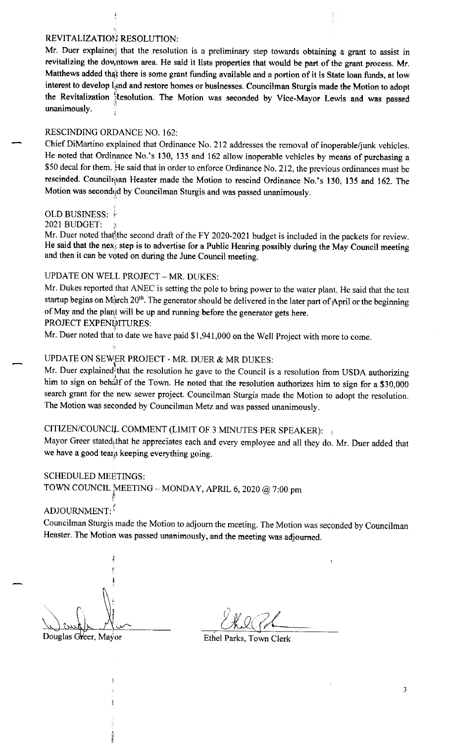REVITALIZATION RESOLUTION:

Mr. Duer explained that the resolution is a preliminary step towards obtaining a grant to assist in revitalizing the downtown area. He said it lists properties that would be part of the grant process. Mr. Matthews added that there is some grant funding available and a portion of it is State loan funds, at low interest to develop land and restore homes or businesses. Councilman Sturgis made the Motion to adopt the Revitalization Resolution. The Motion was seconded by Vice-Mayor Lewis and was passed unanimously.

RESCINDING ORDANCE NO. 162:

Chief DiMartino explained that Ordinance No. 212 addresses the removal of inoperable/junk vehicles. He noted that Ordinance No.'s 130, 135 and 162 allow inoperable vehicles by means of purchasing a $50 decal for them. He said that in order to enforce Ordinance No. 212, the previous ordinances must be rescinded. Councilman Heaster made the Motion to rescind Ordinance No.'s 130, 135 and 162. The Motion was seconded by Councilman Sturgis and was passed unanimously.

OLD BUSINESS:

2021 BUDGET:

Mr. Duer noted that the second draft of the FY 2020-2021 budget is included in the packets for review. He said that the next step is to advertise for a Public Hearing possibly during the May Council meeting and then it can be voted on during the June Council meeting.

UPDATE ON WELL PROJECT – MR. DUKES:

Mr. Dukes reported that ANEC is setting the pole to bring power to the water plant. He said that the test startup begins on March 20th. The generator should be delivered in the later part of April or the beginning of May and the plant will be up and running before the generator gets here.

PROJECT EXPENDITURES:

Mr. Duer noted that to date we have paid $1,941,000 on the Well Project with more to come.

UPDATE ON SEWER PROJECT - MR. DUER & MR DUKES:

Mr. Duer explained that the resolution he gave to the Council is a resolution from USDA authorizing him to sign on behalf of the Town. He noted that the resolution authorizes him to sign for a $30,000 search grant for the new sewer project. Councilman Sturgis made the Motion to adopt the resolution. The Motion was seconded by Councilman Metz and was passed unanimously.

CITIZEN/COUNCIL COMMENT (LIMIT OF 3 MINUTES PER SPEAKER):

Mayor Greer stated that he appreciates each and every employee and all they do. Mr. Duer added that we have a good team keeping everything going.

SCHEDULED MEETINGS:

TOWN COUNCIL MEETING – MONDAY, APRIL 6, 2020 @ 7:00 pm

ADJOURNMENT:

Councilman Sturgis made the Motion to adjourn the meeting. The Motion was seconded by Councilman Heaster. The Motion was passed unanimously, and the meeting was adjourned.

Douglas Greer, Mayor

Ethel Parks, Town Clerk